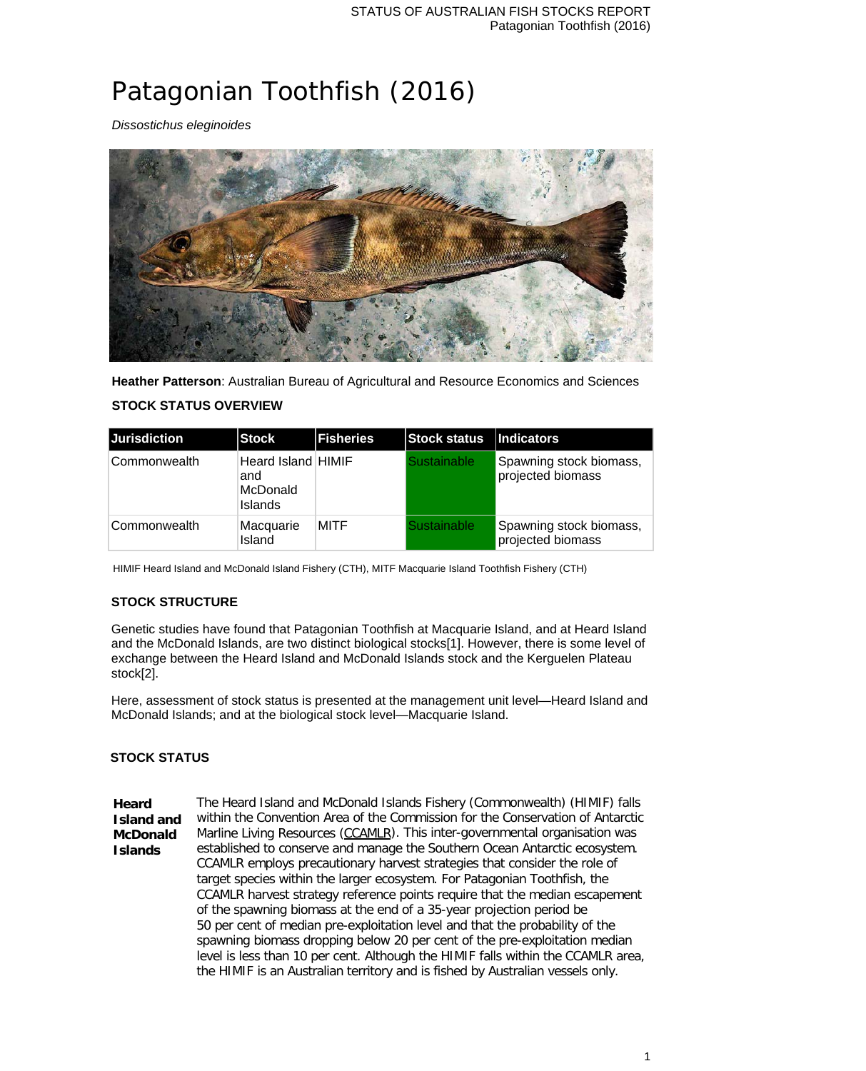# Patagonian Toothfish (2016)

*Dissostichus eleginoides*

**Heather Patterson**: Australian Bureau of Agricultural and Resource Economics and Sciences

### STOCK STATUS OVERVIEW

| Jurisdiction | Stock | Fisheries | Stock status | Indicators |
|---|---|---|---|---|
| Commonwealth | Heard Island and McDonald Islands | HIMIF | Sustainable | Spawning stock biomass, projected biomass |
| Commonwealth | Macquarie Island | MITF | Sustainable | Spawning stock biomass, projected biomass |

HIMIF Heard Island and McDonald Island Fishery (CTH), MITF Macquarie Island Toothfish Fishery (CTH)

### STOCK STRUCTURE

Genetic studies have found that Patagonian Toothfish at Macquarie Island, and at Heard Island and the McDonald Islands, are two distinct biological stocks[1]. However, there is some level of exchange between the Heard Island and McDonald Islands stock and the Kerguelen Plateau stock[2].

Here, assessment of stock status is presented at the management unit level—Heard Island and McDonald Islands; and at the biological stock level—Macquarie Island.

### STOCK STATUS

**Heard Island and McDonald Islands**

The Heard Island and McDonald Islands Fishery (Commonwealth) (HIMIF) falls within the Convention Area of the Commission for the Conservation of Antarctic Marline Living Resources (CCAMLR). This inter-governmental organisation was established to conserve and manage the Southern Ocean Antarctic ecosystem. CCAMLR employs precautionary harvest strategies that consider the role of target species within the larger ecosystem. For Patagonian Toothfish, the CCAMLR harvest strategy reference points require that the median escapement of the spawning biomass at the end of a 35-year projection period be 50 per cent of median pre-exploitation level and that the probability of the spawning biomass dropping below 20 per cent of the pre-exploitation median level is less than 10 per cent. Although the HIMIF falls within the CCAMLR area, the HIMIF is an Australian territory and is fished by Australian vessels only.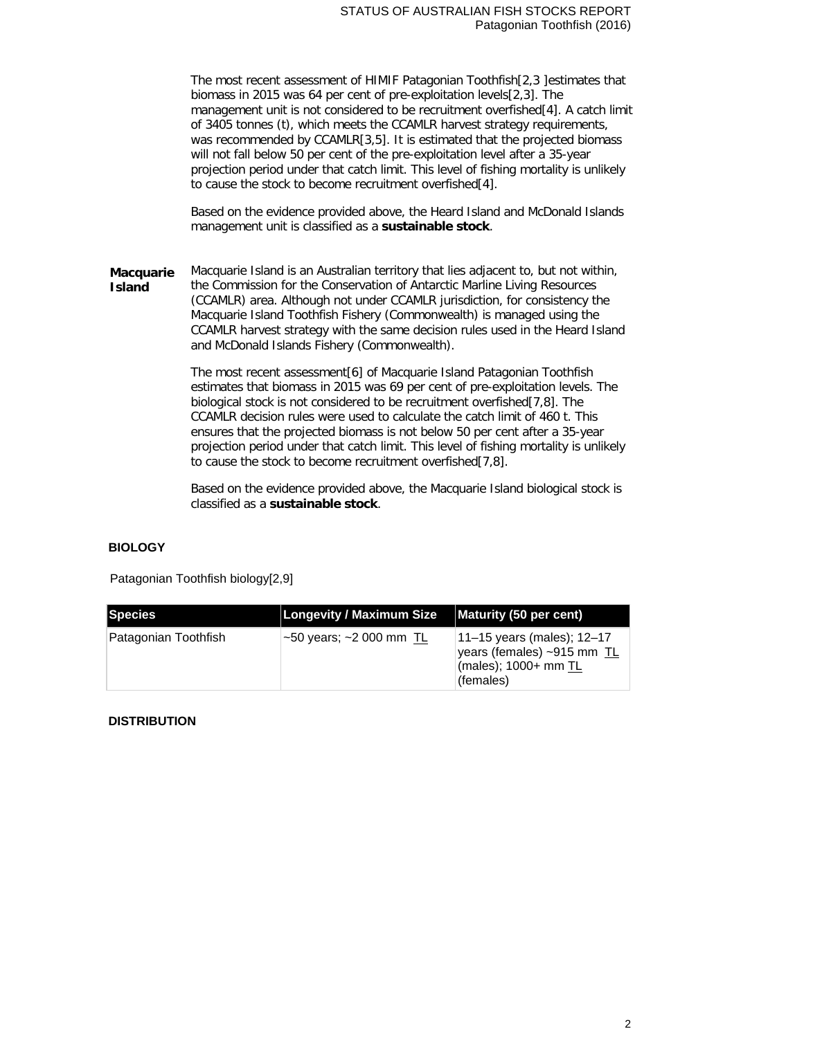The most recent assessment of HIMIF Patagonian Toothfish[2,3 ]estimates that biomass in 2015 was 64 per cent of pre-exploitation levels[2,3]. The management unit is not considered to be recruitment overfished[4]. A catch limit of 3405 tonnes (t), which meets the CCAMLR harvest strategy requirements, was recommended by CCAMLR[3,5]. It is estimated that the projected biomass will not fall below 50 per cent of the pre-exploitation level after a 35-year projection period under that catch limit. This level of fishing mortality is unlikely to cause the stock to become recruitment overfished[4].

Based on the evidence provided above, the Heard Island and McDonald Islands management unit is classified as a **sustainable stock**.

**Macquarie Island**

Macquarie Island is an Australian territory that lies adjacent to, but not within, the Commission for the Conservation of Antarctic Marline Living Resources (CCAMLR) area. Although not under CCAMLR jurisdiction, for consistency the Macquarie Island Toothfish Fishery (Commonwealth) is managed using the CCAMLR harvest strategy with the same decision rules used in the Heard Island and McDonald Islands Fishery (Commonwealth).

The most recent assessment[6] of Macquarie Island Patagonian Toothfish estimates that biomass in 2015 was 69 per cent of pre-exploitation levels. The biological stock is not considered to be recruitment overfished[7,8]. The CCAMLR decision rules were used to calculate the catch limit of 460 t. This ensures that the projected biomass is not below 50 per cent after a 35-year projection period under that catch limit. This level of fishing mortality is unlikely to cause the stock to become recruitment overfished[7,8].

Based on the evidence provided above, the Macquarie Island biological stock is classified as a **sustainable stock**.

## BIOLOGY

Patagonian Toothfish biology[2,9]

| Species | Longevity / Maximum Size | Maturity (50 per cent) |
|---|---|---|
| Patagonian Toothfish | ~50 years; ~2 000 mm TL | 11–15 years (males); 12–17 years (females) ~915 mm TL (males); 1000+ mm TL (females) |

## DISTRIBUTION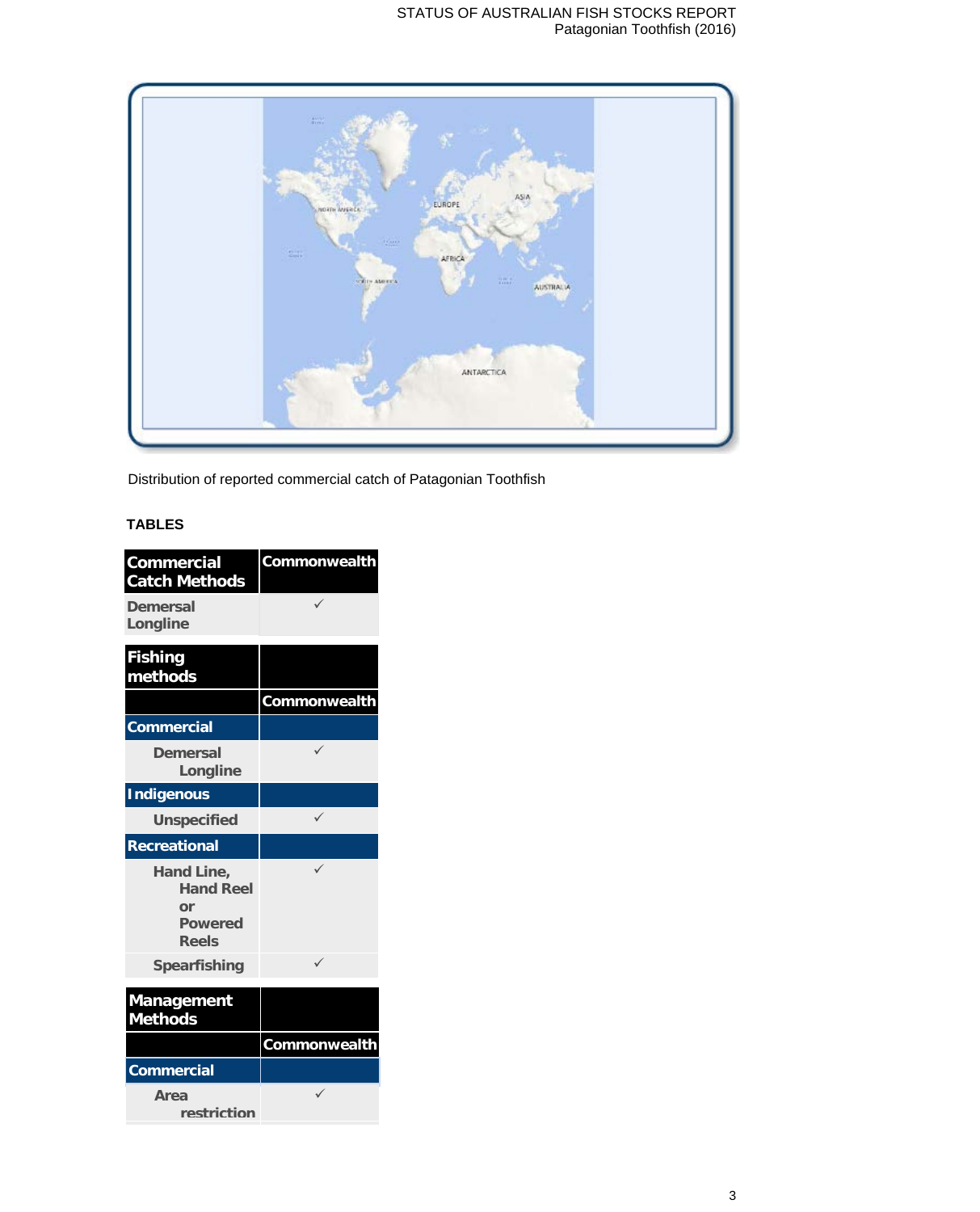Distribution of reported commercial catch of Patagonian Toothfish

**TABLES**

| Commercial Catch Methods | Commonwealth |
| --- | --- |
| Demersal Longline | ✓ |

| Fishing methods | |
| --- | --- |
| | Commonwealth |
| **Commercial** | |
| Demersal Longline | ✓ |
| **Indigenous** | |
| Unspecified | ✓ |
| **Recreational** | |
| Hand Line, Hand Reel or Powered Reels | ✓ |
| Spearfishing | ✓ |

| Management Methods | |
| --- | --- |
| | Commonwealth |
| **Commercial** | |
| Area restriction | ✓ |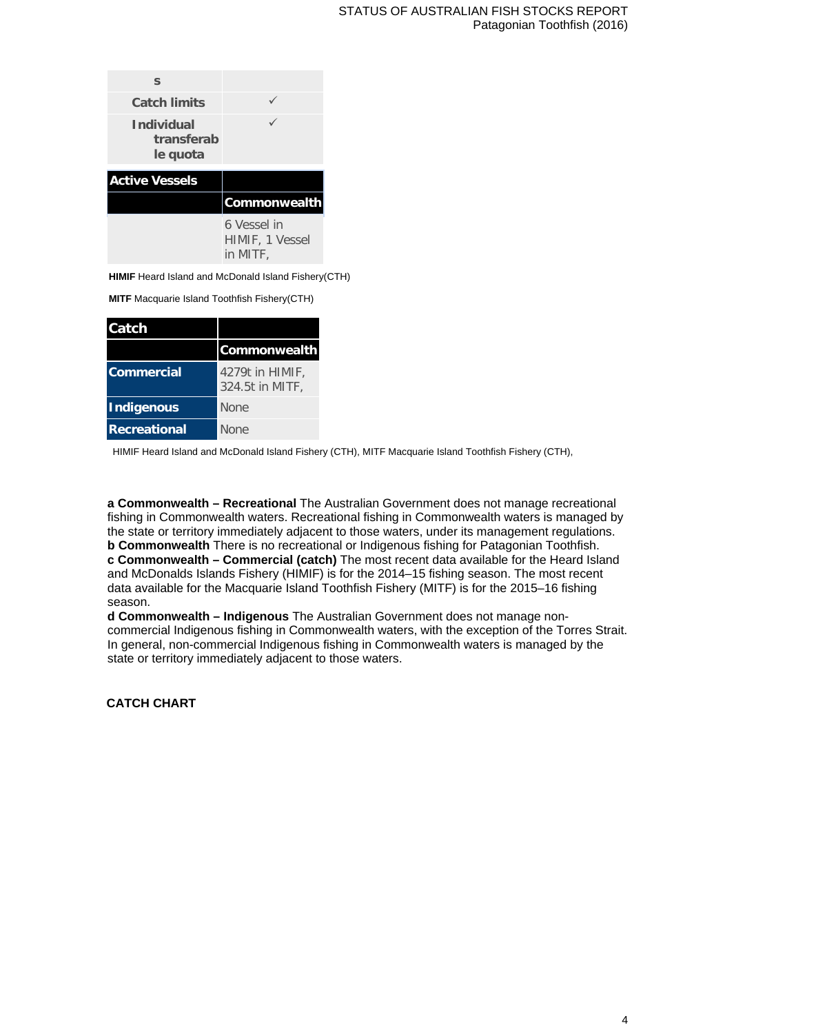| s | |
|---|---|
| Catch limits | ✓ |
| Individual transferable quota | ✓ |

| Active Vessels | |
|---|---|
| | Commonwealth |
| | 6 Vessel in HIMIF, 1 Vessel in MITF, |

**HIMIF** Heard Island and McDonald Island Fishery(CTH)

**MITF** Macquarie Island Toothfish Fishery(CTH)

| Catch | |
|---|---|
| | Commonwealth |
| Commercial | 4279t in HIMIF, 324.5t in MITF, |
| Indigenous | None |
| Recreational | None |

HIMIF Heard Island and McDonald Island Fishery (CTH), MITF Macquarie Island Toothfish Fishery (CTH),

**a Commonwealth – Recreational** The Australian Government does not manage recreational fishing in Commonwealth waters. Recreational fishing in Commonwealth waters is managed by the state or territory immediately adjacent to those waters, under its management regulations.
**b Commonwealth** There is no recreational or Indigenous fishing for Patagonian Toothfish.
**c Commonwealth – Commercial (catch)** The most recent data available for the Heard Island and McDonalds Islands Fishery (HIMIF) is for the 2014–15 fishing season. The most recent data available for the Macquarie Island Toothfish Fishery (MITF) is for the 2015–16 fishing season.
**d Commonwealth – Indigenous** The Australian Government does not manage non-commercial Indigenous fishing in Commonwealth waters, with the exception of the Torres Strait. In general, non-commercial Indigenous fishing in Commonwealth waters is managed by the state or territory immediately adjacent to those waters.

**CATCH CHART**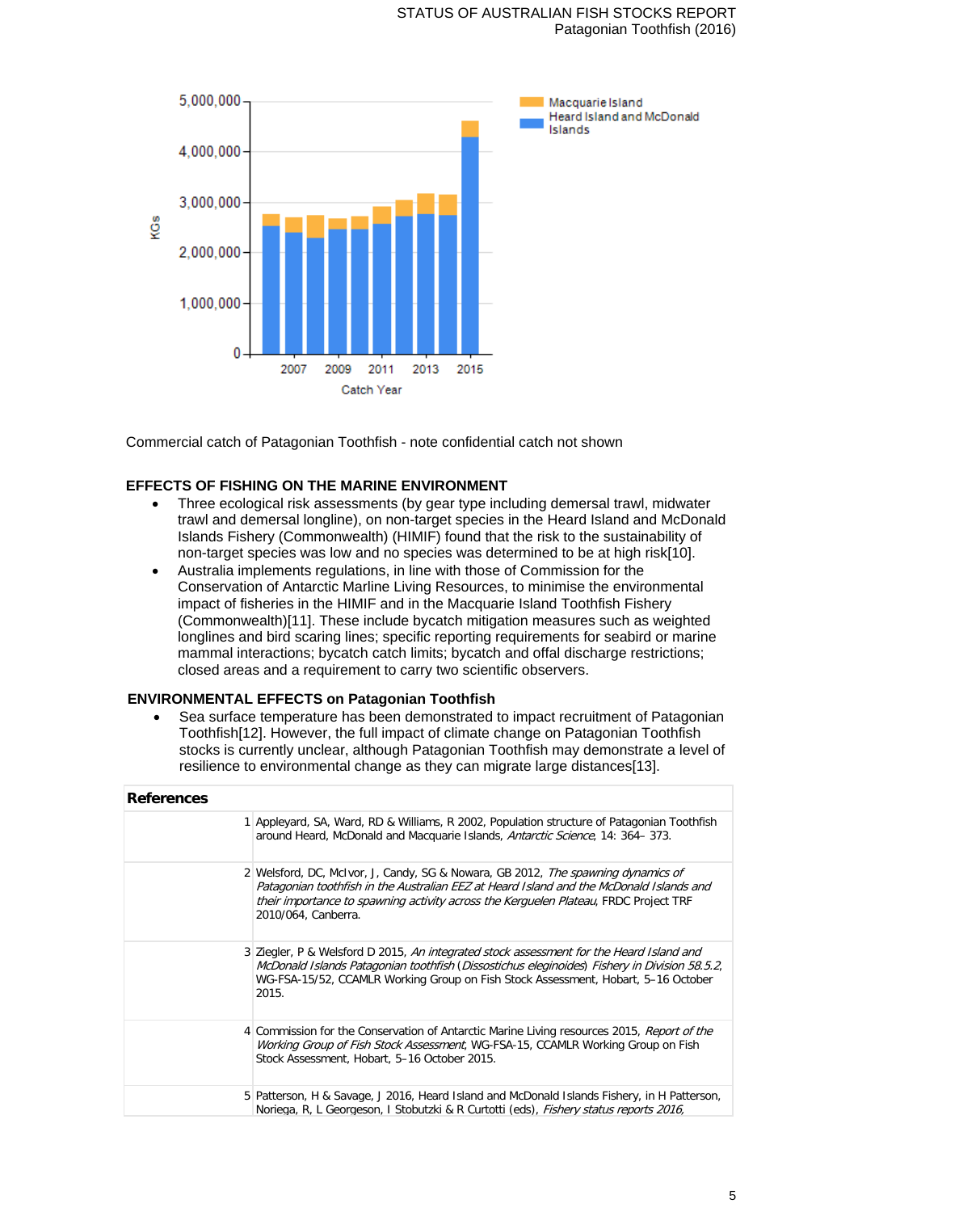Commercial catch of Patagonian Toothfish - note confidential catch not shown

## EFFECTS OF FISHING ON THE MARINE ENVIRONMENT

- Three ecological risk assessments (by gear type including demersal trawl, midwater trawl and demersal longline), on non-target species in the Heard Island and McDonald Islands Fishery (Commonwealth) (HIMIF) found that the risk to the sustainability of non-target species was low and no species was determined to be at high risk[10].
- Australia implements regulations, in line with those of Commission for the Conservation of Antarctic Marline Living Resources, to minimise the environmental impact of fisheries in the HIMIF and in the Macquarie Island Toothfish Fishery (Commonwealth)[11]. These include bycatch mitigation measures such as weighted longlines and bird scaring lines; specific reporting requirements for seabird or marine mammal interactions; bycatch catch limits; bycatch and offal discharge restrictions; closed areas and a requirement to carry two scientific observers.

## ENVIRONMENTAL EFFECTS on Patagonian Toothfish

- Sea surface temperature has been demonstrated to impact recruitment of Patagonian Toothfish[12]. However, the full impact of climate change on Patagonian Toothfish stocks is currently unclear, although Patagonian Toothfish may demonstrate a level of resilience to environmental change as they can migrate large distances[13].

| References | |
|---|---|
| 1 | Appleyard, SA, Ward, RD & Williams, R 2002, Population structure of Patagonian Toothfish around Heard, McDonald and Macquarie Islands, *Antarctic Science*, 14: 364– 373. |
| 2 | Welsford, DC, McIvor, J, Candy, SG & Nowara, GB 2012, *The spawning dynamics of Patagonian toothfish in the Australian EEZ at Heard Island and the McDonald Islands and their importance to spawning activity across the Kerguelen Plateau*, FRDC Project TRF 2010/064, Canberra. |
| 3 | Ziegler, P & Welsford D 2015, *An integrated stock assessment for the Heard Island and McDonald Islands Patagonian toothfish* (*Dissostichus eleginoides*) *Fishery in Division 58.5.2*, WG-FSA-15/52, CCAMLR Working Group on Fish Stock Assessment, Hobart, 5–16 October 2015. |
| 4 | Commission for the Conservation of Antarctic Marine Living resources 2015, *Report of the Working Group of Fish Stock Assessment*, WG-FSA-15, CCAMLR Working Group on Fish Stock Assessment, Hobart, 5–16 October 2015. |
| 5 | Patterson, H & Savage, J 2016, Heard Island and McDonald Islands Fishery, in H Patterson, Noriega, R, L Georgeson, I Stobutzki & R Curtotti (eds), *Fishery status reports 2016,* |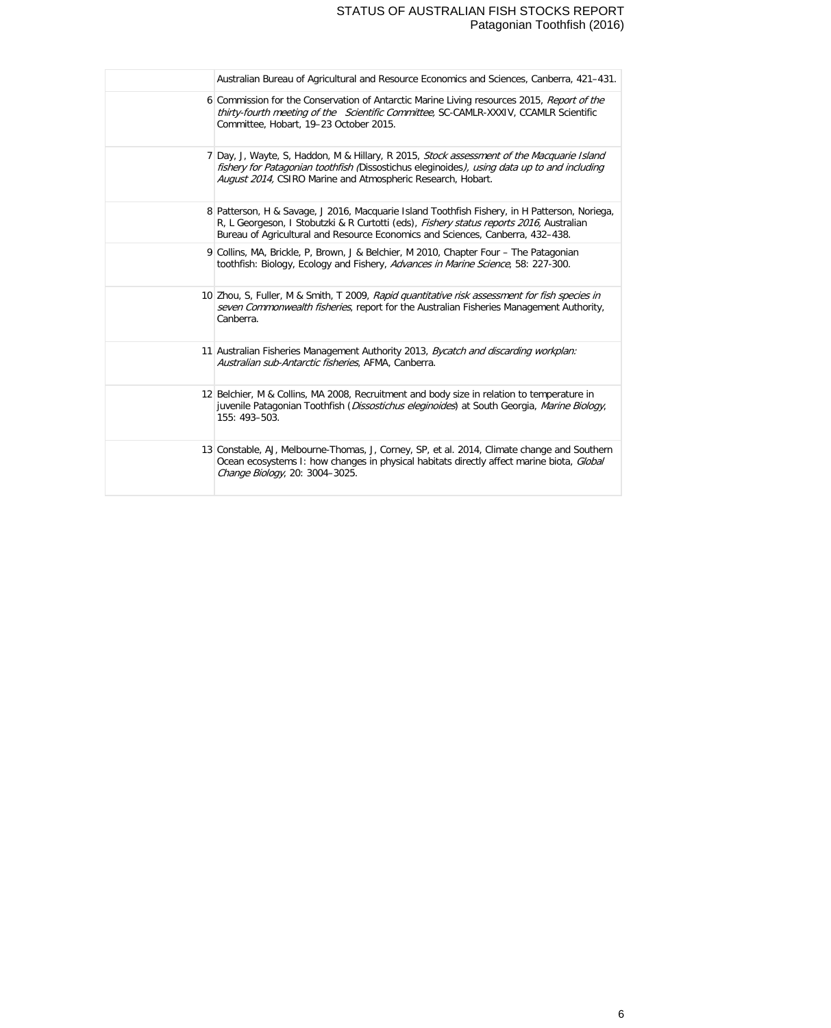| | |
|---|---|
| | Australian Bureau of Agricultural and Resource Economics and Sciences, Canberra, 421–431. |
| 6 | Commission for the Conservation of Antarctic Marine Living resources 2015, *Report of the thirty-fourth meeting of the Scientific Committee*, SC-CAMLR-XXXIV, CCAMLR Scientific Committee, Hobart, 19–23 October 2015. |
| 7 | Day, J, Wayte, S, Haddon, M & Hillary, R 2015, *Stock assessment of the Macquarie Island fishery for Patagonian toothfish (*Dissostichus eleginoides*), using data up to and including August 2014,* CSIRO Marine and Atmospheric Research, Hobart. |
| 8 | Patterson, H & Savage, J 2016, Macquarie Island Toothfish Fishery, in H Patterson, Noriega, R, L Georgeson, I Stobutzki & R Curtotti (eds), *Fishery status reports 2016*, Australian Bureau of Agricultural and Resource Economics and Sciences, Canberra, 432–438. |
| 9 | Collins, MA, Brickle, P, Brown, J & Belchier, M 2010, Chapter Four – The Patagonian toothfish: Biology, Ecology and Fishery, *Advances in Marine Science*, 58: 227-300. |
| 10 | Zhou, S, Fuller, M & Smith, T 2009, *Rapid quantitative risk assessment for fish species in seven Commonwealth fisheries*, report for the Australian Fisheries Management Authority, Canberra. |
| 11 | Australian Fisheries Management Authority 2013, *Bycatch and discarding workplan: Australian sub-Antarctic fisheries*, AFMA, Canberra. |
| 12 | Belchier, M & Collins, MA 2008, Recruitment and body size in relation to temperature in juvenile Patagonian Toothfish (*Dissostichus eleginoides*) at South Georgia, *Marine Biology*, 155: 493–503. |
| 13 | Constable, AJ, Melbourne-Thomas, J, Corney, SP, et al. 2014, Climate change and Southern Ocean ecosystems I: how changes in physical habitats directly affect marine biota, *Global Change Biology*, 20: 3004–3025. |